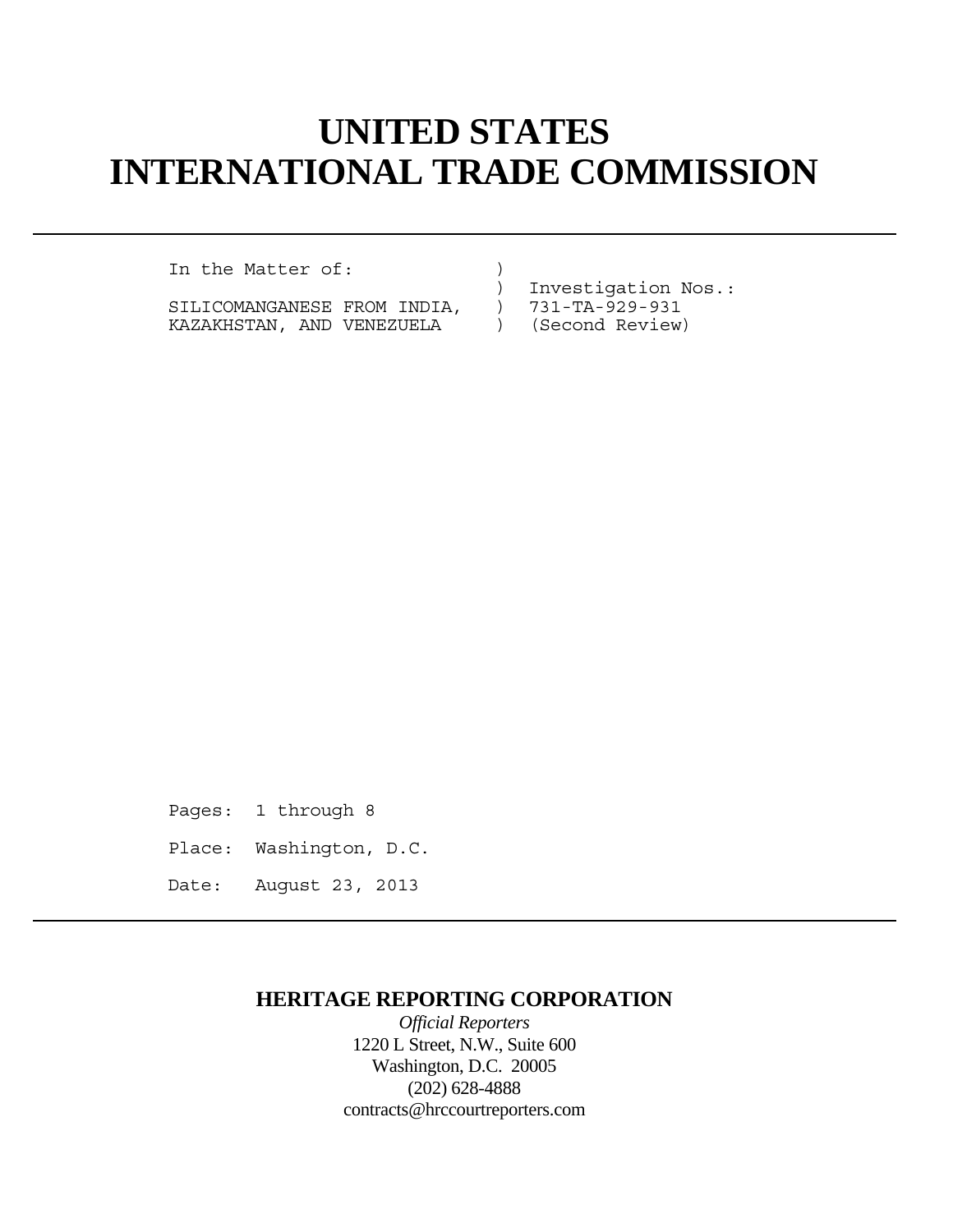# UNITED STATES
# INTERNATIONAL TRADE COMMISSION

---

```
In the Matter of:             )
                              )  Investigation Nos.:
SILICOMANGANESE FROM INDIA,   )  731-TA-929-931
KAZAKHSTAN, AND VENEZUELA     )  (Second Review)
```

Pages: 1 through 8

Place: Washington, D.C.

Date: August 23, 2013

---

**HERITAGE REPORTING CORPORATION**

*Official Reporters*

1220 L Street, N.W., Suite 600

Washington, D.C. 20005

(202) 628-4888

contracts@hrccourtreporters.com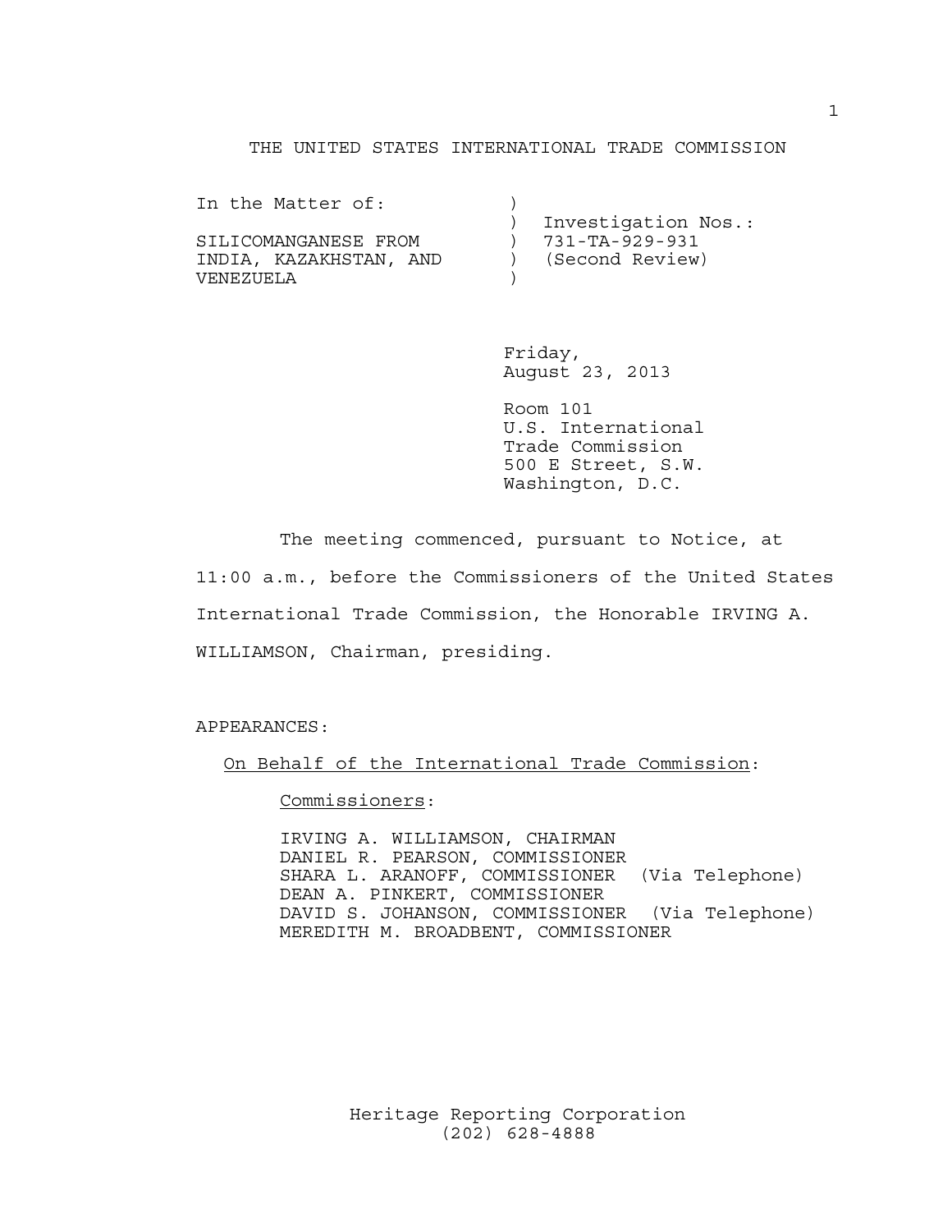THE UNITED STATES INTERNATIONAL TRADE COMMISSION

| In the Matter of: | ) | |
|---|---|---|
| | ) | Investigation Nos.: |
| SILICOMANGANESE FROM | ) | 731-TA-929-931 |
| INDIA, KAZAKHSTAN, AND | ) | (Second Review) |
| VENEZUELA | ) | |

Friday,
August 23, 2013

Room 101
U.S. International
Trade Commission
500 E Street, S.W.
Washington, D.C.

The meeting commenced, pursuant to Notice, at 11:00 a.m., before the Commissioners of the United States International Trade Commission, the Honorable IRVING A. WILLIAMSON, Chairman, presiding.

APPEARANCES:

On Behalf of the International Trade Commission:

Commissioners:

IRVING A. WILLIAMSON, CHAIRMAN
DANIEL R. PEARSON, COMMISSIONER
SHARA L. ARANOFF, COMMISSIONER (Via Telephone)
DEAN A. PINKERT, COMMISSIONER
DAVID S. JOHANSON, COMMISSIONER (Via Telephone)
MEREDITH M. BROADBENT, COMMISSIONER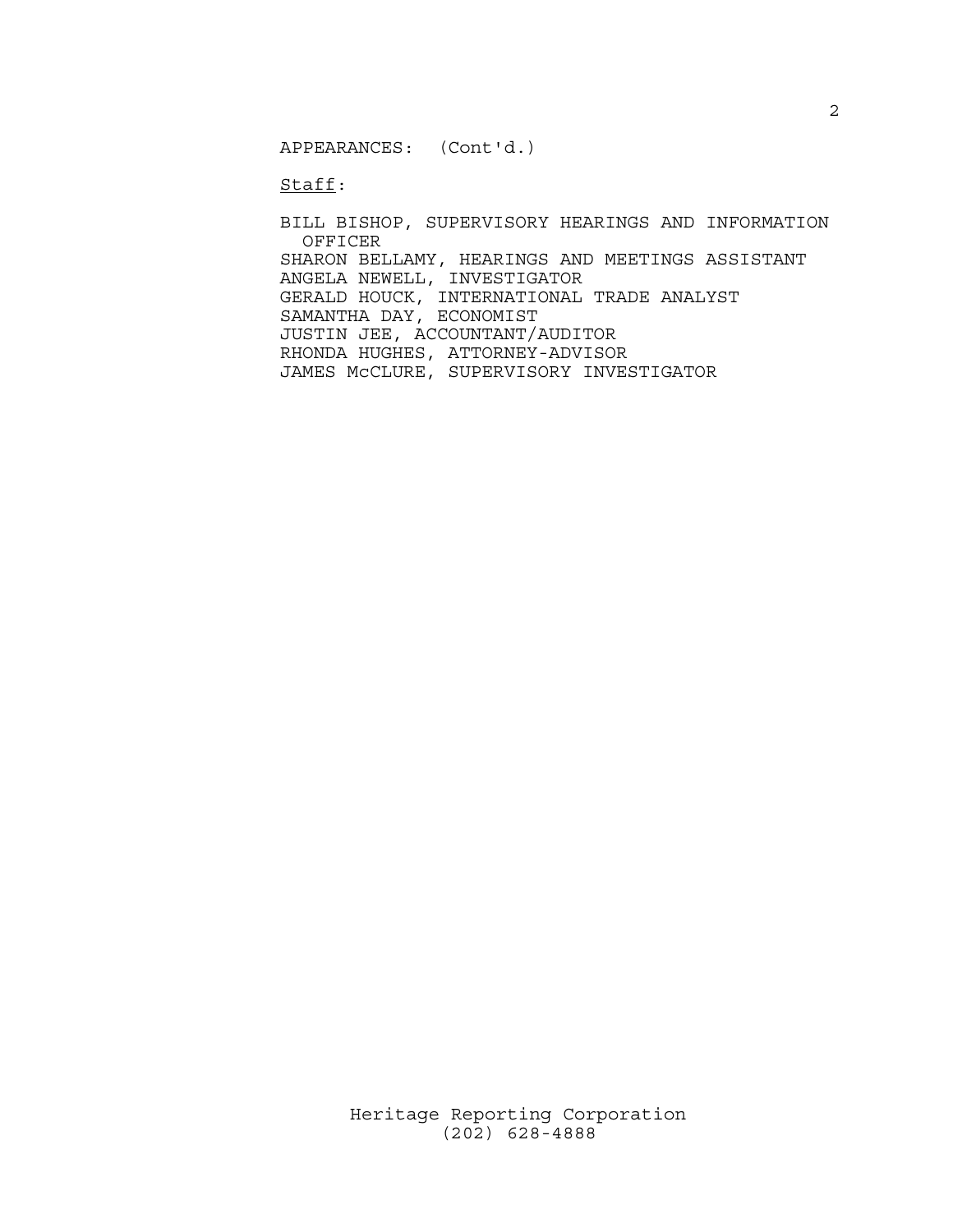APPEARANCES: (Cont'd.)

Staff:

BILL BISHOP, SUPERVISORY HEARINGS AND INFORMATION OFFICER
SHARON BELLAMY, HEARINGS AND MEETINGS ASSISTANT
ANGELA NEWELL, INVESTIGATOR
GERALD HOUCK, INTERNATIONAL TRADE ANALYST
SAMANTHA DAY, ECONOMIST
JUSTIN JEE, ACCOUNTANT/AUDITOR
RHONDA HUGHES, ATTORNEY-ADVISOR
JAMES McCLURE, SUPERVISORY INVESTIGATOR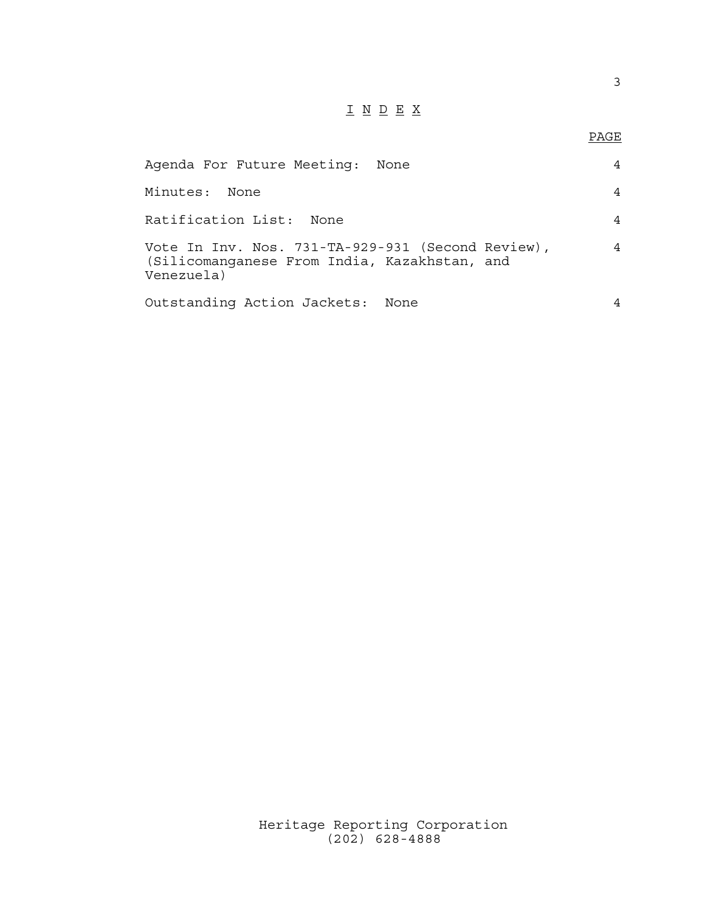# I N D E X

| | PAGE |
|---|---|
| Agenda For Future Meeting: None | 4 |
| Minutes: None | 4 |
| Ratification List: None | 4 |
| Vote In Inv. Nos. 731-TA-929-931 (Second Review), (Silicomanganese From India, Kazakhstan, and Venezuela) | 4 |
| Outstanding Action Jackets: None | 4 |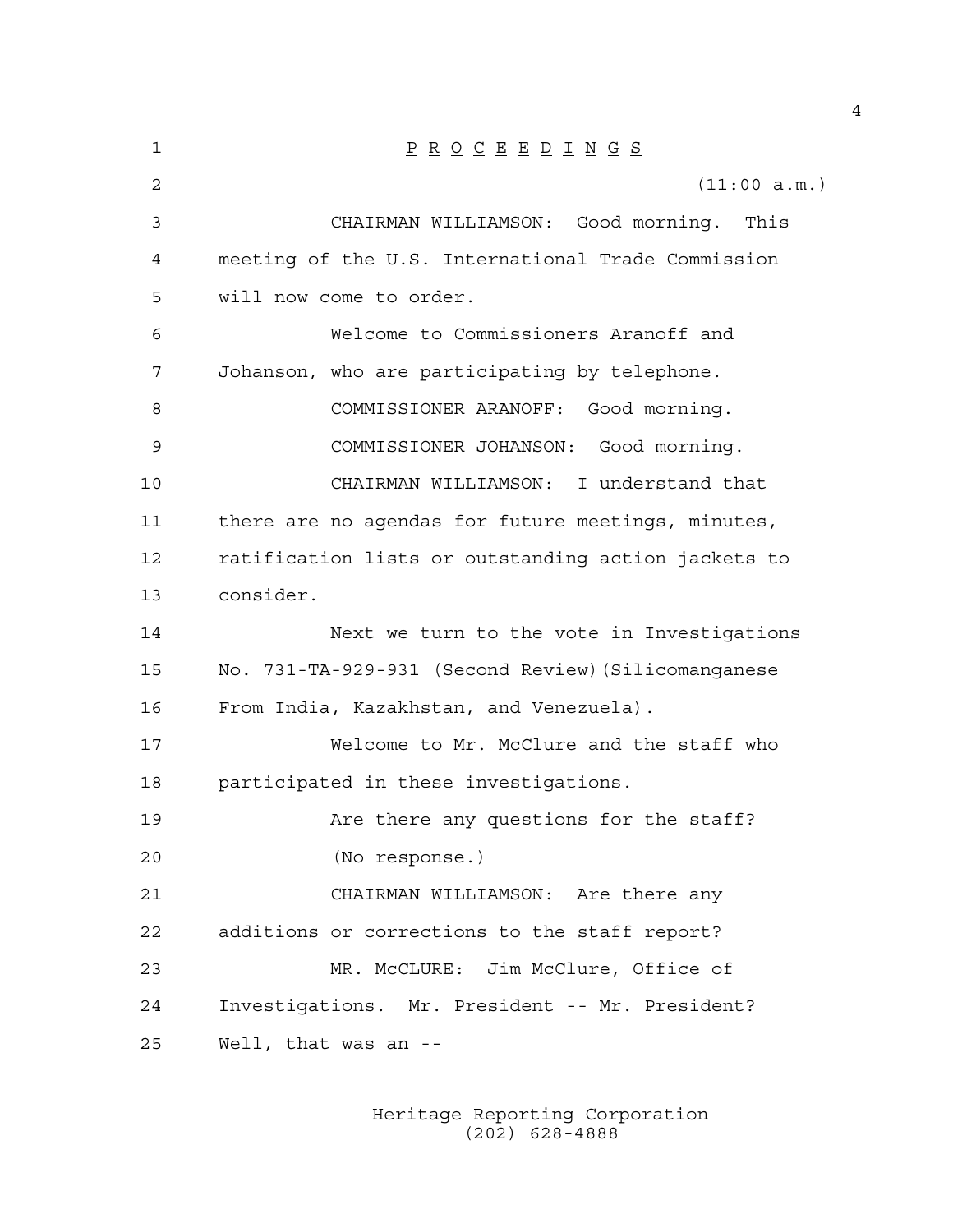P R O C E E D I N G S

(11:00 a.m.)

CHAIRMAN WILLIAMSON: Good morning. This meeting of the U.S. International Trade Commission will now come to order.

Welcome to Commissioners Aranoff and Johanson, who are participating by telephone.

COMMISSIONER ARANOFF: Good morning.

COMMISSIONER JOHANSON: Good morning.

CHAIRMAN WILLIAMSON: I understand that there are no agendas for future meetings, minutes, ratification lists or outstanding action jackets to consider.

Next we turn to the vote in Investigations No. 731-TA-929-931 (Second Review)(Silicomanganese From India, Kazakhstan, and Venezuela).

Welcome to Mr. McClure and the staff who participated in these investigations.

Are there any questions for the staff?

(No response.)

CHAIRMAN WILLIAMSON: Are there any additions or corrections to the staff report?

MR. McCLURE: Jim McClure, Office of Investigations. Mr. President -- Mr. President? Well, that was an --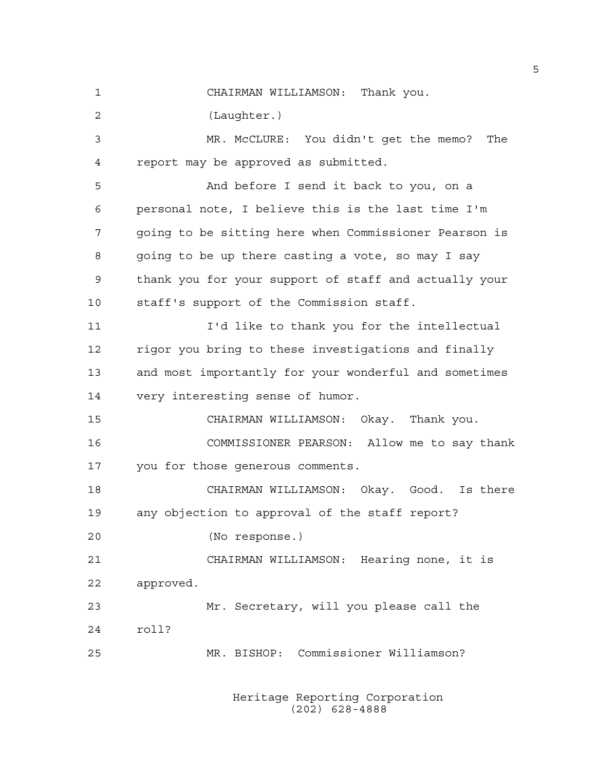CHAIRMAN WILLIAMSON: Thank you.

(Laughter.)

MR. McCLURE: You didn't get the memo? The report may be approved as submitted.

And before I send it back to you, on a personal note, I believe this is the last time I'm going to be sitting here when Commissioner Pearson is going to be up there casting a vote, so may I say thank you for your support of staff and actually your staff's support of the Commission staff.

I'd like to thank you for the intellectual rigor you bring to these investigations and finally and most importantly for your wonderful and sometimes very interesting sense of humor.

CHAIRMAN WILLIAMSON: Okay. Thank you.

COMMISSIONER PEARSON: Allow me to say thank you for those generous comments.

CHAIRMAN WILLIAMSON: Okay. Good. Is there any objection to approval of the staff report?

(No response.)

CHAIRMAN WILLIAMSON: Hearing none, it is approved.

Mr. Secretary, will you please call the roll?

MR. BISHOP: Commissioner Williamson?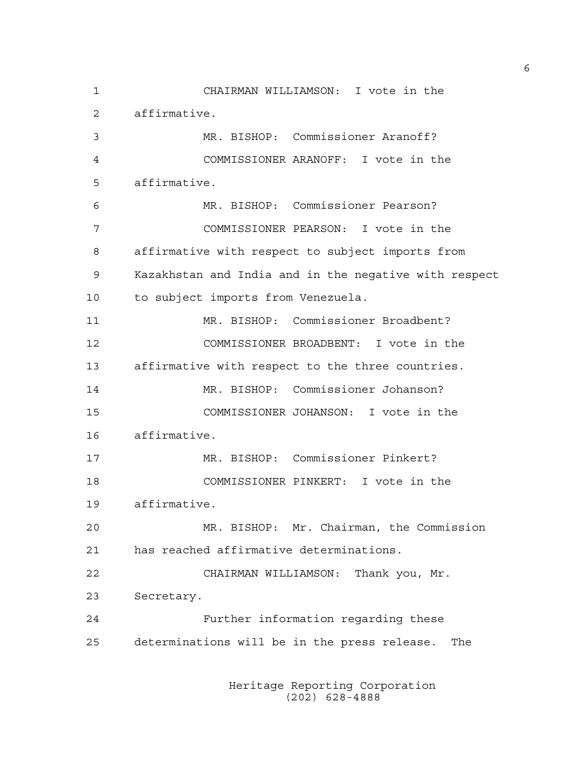CHAIRMAN WILLIAMSON: I vote in the affirmative.

MR. BISHOP: Commissioner Aranoff?

COMMISSIONER ARANOFF: I vote in the affirmative.

MR. BISHOP: Commissioner Pearson?

COMMISSIONER PEARSON: I vote in the affirmative with respect to subject imports from Kazakhstan and India and in the negative with respect to subject imports from Venezuela.

MR. BISHOP: Commissioner Broadbent?

COMMISSIONER BROADBENT: I vote in the affirmative with respect to the three countries.

MR. BISHOP: Commissioner Johanson?

COMMISSIONER JOHANSON: I vote in the affirmative.

MR. BISHOP: Commissioner Pinkert?

COMMISSIONER PINKERT: I vote in the affirmative.

MR. BISHOP: Mr. Chairman, the Commission has reached affirmative determinations.

CHAIRMAN WILLIAMSON: Thank you, Mr. Secretary.

Further information regarding these determinations will be in the press release. The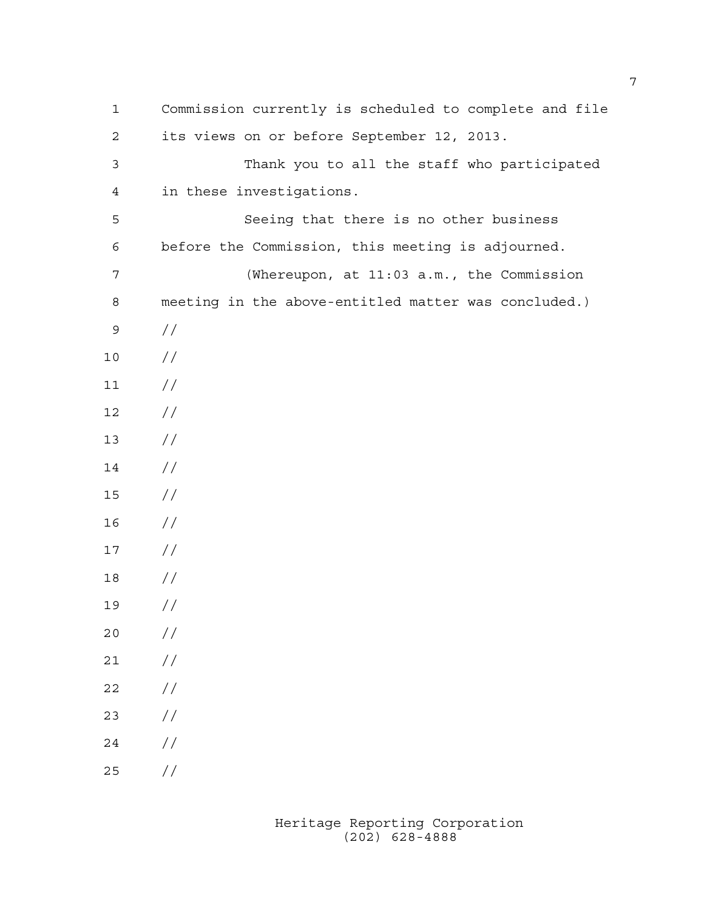Commission currently is scheduled to complete and file its views on or before September 12, 2013.

Thank you to all the staff who participated in these investigations.

Seeing that there is no other business before the Commission, this meeting is adjourned.

(Whereupon, at 11:03 a.m., the Commission meeting in the above-entitled matter was concluded.)

//
//
//
//
//
//
//
//
//
//
//
//
//
//
//
//
//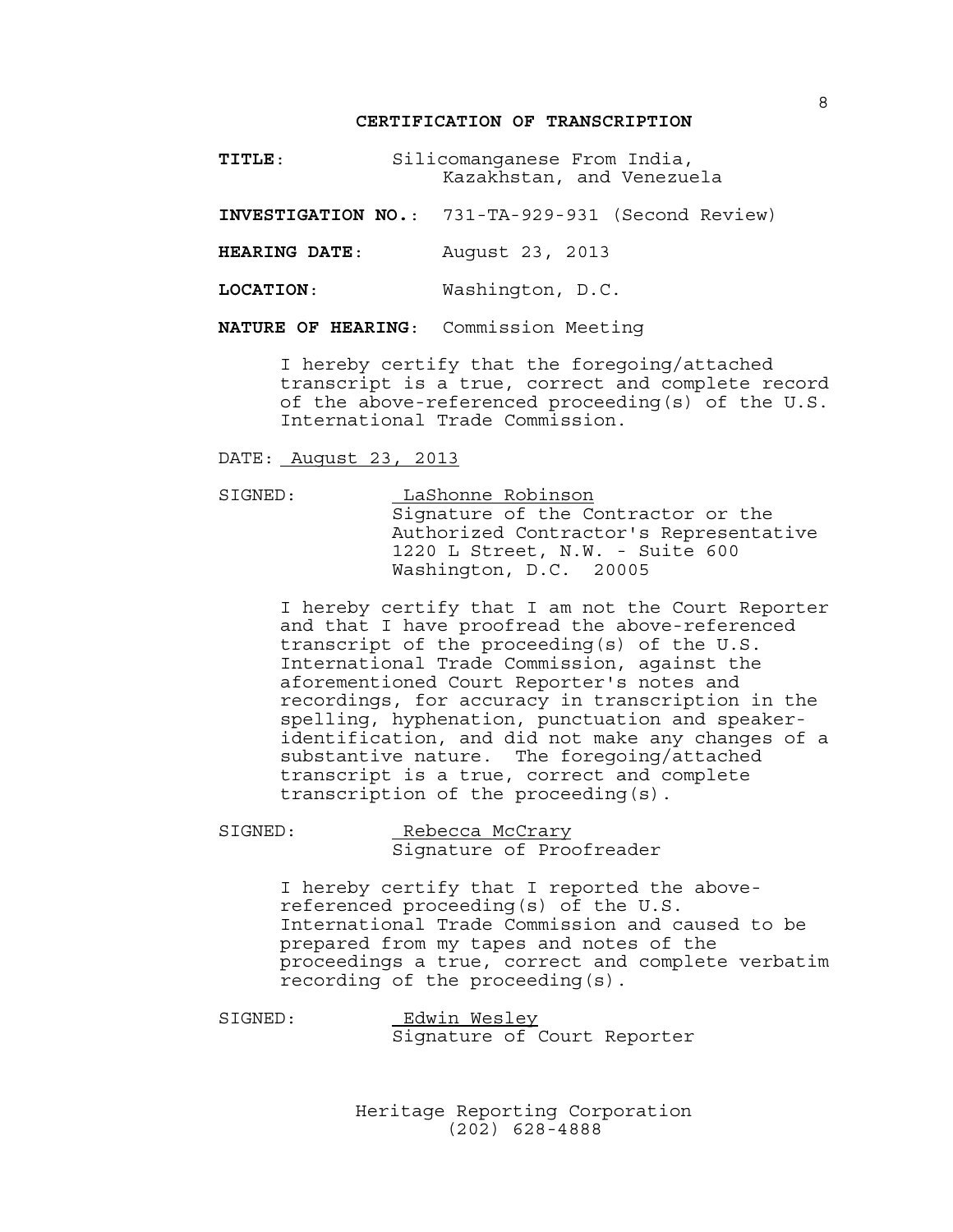## CERTIFICATION OF TRANSCRIPTION

**TITLE**: Silicomanganese From India, Kazakhstan, and Venezuela

**INVESTIGATION NO.**: 731-TA-929-931 (Second Review)

**HEARING DATE**: August 23, 2013

**LOCATION**: Washington, D.C.

**NATURE OF HEARING**: Commission Meeting

I hereby certify that the foregoing/attached transcript is a true, correct and complete record of the above-referenced proceeding(s) of the U.S. International Trade Commission.

DATE: August 23, 2013

SIGNED: LaShonne Robinson
Signature of the Contractor or the Authorized Contractor's Representative
1220 L Street, N.W. - Suite 600
Washington, D.C. 20005

I hereby certify that I am not the Court Reporter and that I have proofread the above-referenced transcript of the proceeding(s) of the U.S. International Trade Commission, against the aforementioned Court Reporter's notes and recordings, for accuracy in transcription in the spelling, hyphenation, punctuation and speaker-identification, and did not make any changes of a substantive nature. The foregoing/attached transcript is a true, correct and complete transcription of the proceeding(s).

SIGNED: Rebecca McCrary
Signature of Proofreader

I hereby certify that I reported the above-referenced proceeding(s) of the U.S. International Trade Commission and caused to be prepared from my tapes and notes of the proceedings a true, correct and complete verbatim recording of the proceeding(s).

SIGNED: Edwin Wesley
Signature of Court Reporter